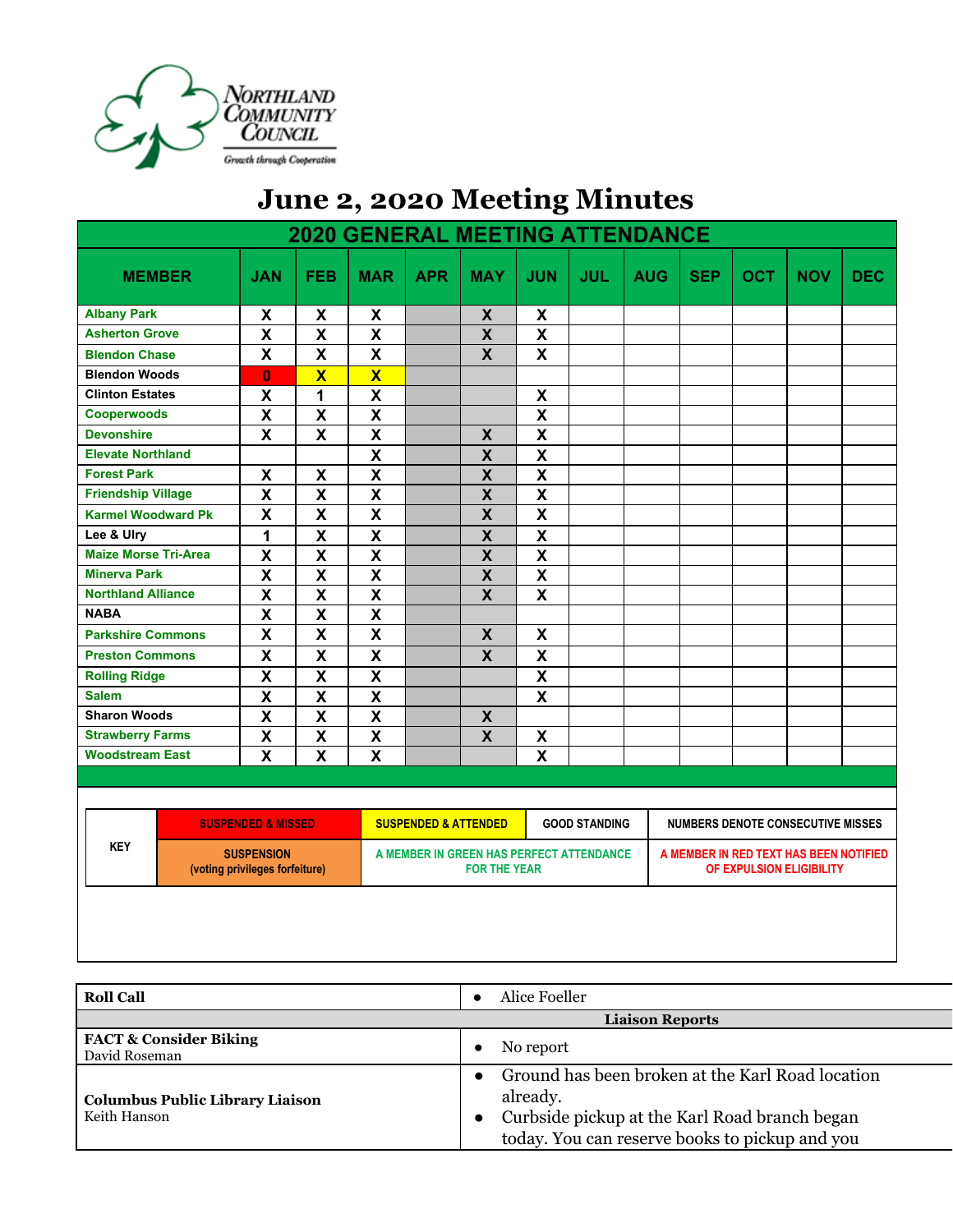Northland Community Council

Growth through Cooperation

# June 2, 2020 Meeting Minutes

## 2020 GENERAL MEETING ATTENDANCE

| MEMBER | JAN | FEB | MAR | APR | MAY | JUN | JUL | AUG | SEP | OCT | NOV | DEC |
|---|---|---|---|---|---|---|---|---|---|---|---|---|
| Albany Park | X | X | X | | X | X | | | | | | |
| Asherton Grove | X | X | X | | X | X | | | | | | |
| Blendon Chase | X | X | X | | X | X | | | | | | |
| Blendon Woods | 0 | X | X | | | | | | | | | |
| Clinton Estates | X | 1 | X | | | X | | | | | | |
| Cooperwoods | X | X | X | | | X | | | | | | |
| Devonshire | X | X | X | | X | X | | | | | | |
| Elevate Northland | | | X | | X | X | | | | | | |
| Forest Park | X | X | X | | X | X | | | | | | |
| Friendship Village | X | X | X | | X | X | | | | | | |
| Karmel Woodward Pk | X | X | X | | X | X | | | | | | |
| Lee & Ulry | 1 | X | X | | X | X | | | | | | |
| Maize Morse Tri-Area | X | X | X | | X | X | | | | | | |
| Minerva Park | X | X | X | | X | X | | | | | | |
| Northland Alliance | X | X | X | | X | X | | | | | | |
| NABA | X | X | X | | | | | | | | | |
| Parkshire Commons | X | X | X | | X | X | | | | | | |
| Preston Commons | X | X | X | | X | X | | | | | | |
| Rolling Ridge | X | X | X | | | X | | | | | | |
| Salem | X | X | X | | | X | | | | | | |
| Sharon Woods | X | X | X | | X | | | | | | | |
| Strawberry Farms | X | X | X | | X | X | | | | | | |
| Woodstream East | X | X | X | | | X | | | | | | |

| KEY | | | | |
|---|---|---|---|---|
| | SUSPENDED & MISSED | SUSPENDED & ATTENDED | GOOD STANDING | NUMBERS DENOTE CONSECUTIVE MISSES |
| | SUSPENSION (voting privileges forfeiture) | A MEMBER IN GREEN HAS PERFECT ATTENDANCE FOR THE YEAR | | A MEMBER IN RED TEXT HAS BEEN NOTIFIED OF EXPULSION ELIGIBILITY |

| **Roll Call** | • Alice Foeller |
|---|---|
| | **Liaison Reports** |
| **FACT & Consider Biking**<br>David Roseman | • No report |
| **Columbus Public Library Liaison**<br>Keith Hanson | • Ground has been broken at the Karl Road location already.<br>• Curbside pickup at the Karl Road branch began today. You can reserve books to pickup and you |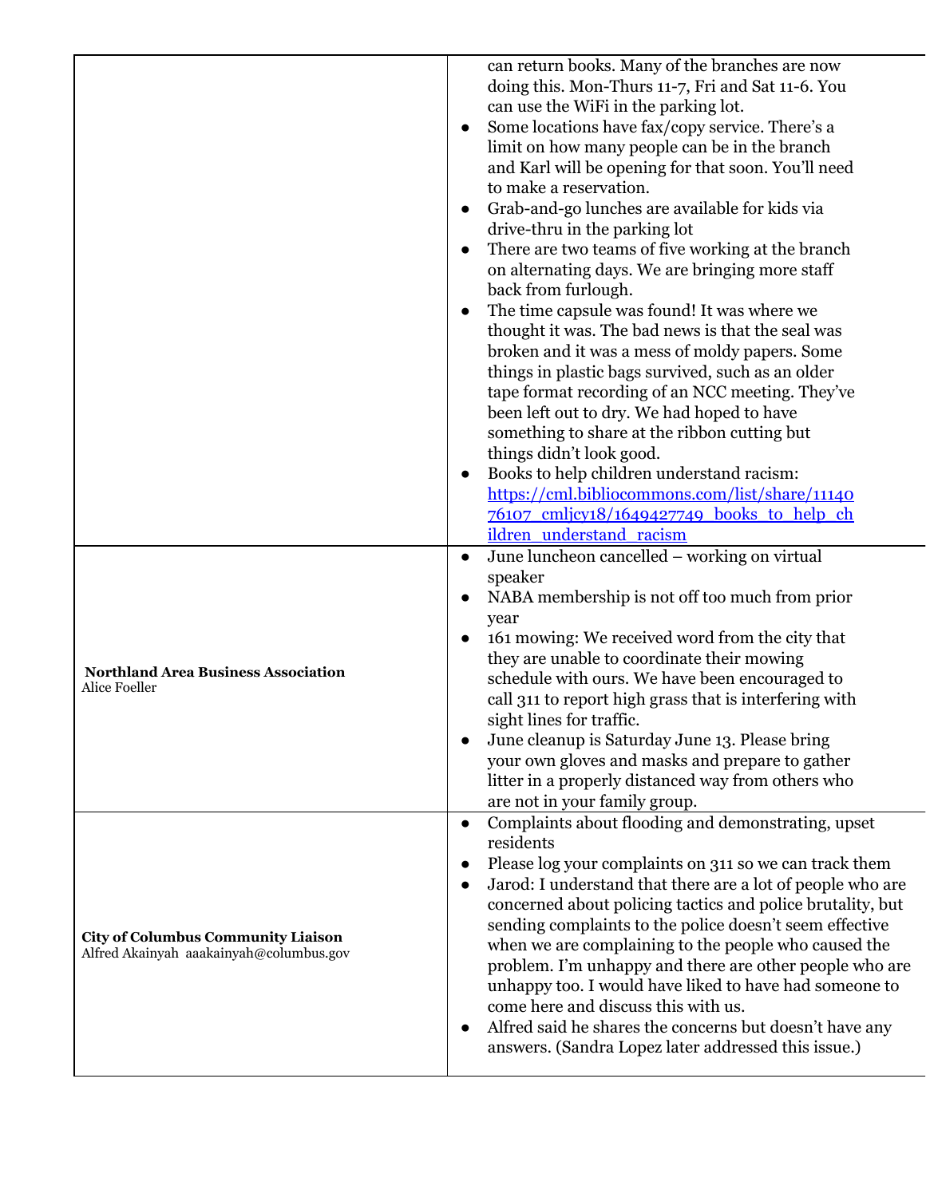| | |
|---|---|
| | • can return books. Many of the branches are now doing this. Mon-Thurs 11-7, Fri and Sat 11-6. You can use the WiFi in the parking lot.<br>• Some locations have fax/copy service. There's a limit on how many people can be in the branch and Karl will be opening for that soon. You'll need to make a reservation.<br>• Grab-and-go lunches are available for kids via drive-thru in the parking lot<br>• There are two teams of five working at the branch on alternating days. We are bringing more staff back from furlough.<br>• The time capsule was found! It was where we thought it was. The bad news is that the seal was broken and it was a mess of moldy papers. Some things in plastic bags survived, such as an older tape format recording of an NCC meeting. They've been left out to dry. We had hoped to have something to share at the ribbon cutting but things didn't look good.<br>• Books to help children understand racism: https://cml.bibliocommons.com/list/share/1114076107_cmljcy18/1649427749_books_to_help_children_understand_racism |
| **Northland Area Business Association**<br>Alice Foeller | • June luncheon cancelled – working on virtual speaker<br>• NABA membership is not off too much from prior year<br>• 161 mowing: We received word from the city that they are unable to coordinate their mowing schedule with ours. We have been encouraged to call 311 to report high grass that is interfering with sight lines for traffic.<br>• June cleanup is Saturday June 13. Please bring your own gloves and masks and prepare to gather litter in a properly distanced way from others who are not in your family group. |
| **City of Columbus Community Liaison**<br>Alfred Akainyah aaakainyah@columbus.gov | • Complaints about flooding and demonstrating, upset residents<br>• Please log your complaints on 311 so we can track them<br>• Jarod: I understand that there are a lot of people who are concerned about policing tactics and police brutality, but sending complaints to the police doesn't seem effective when we are complaining to the people who caused the problem. I'm unhappy and there are other people who are unhappy too. I would have liked to have had someone to come here and discuss this with us.<br>• Alfred said he shares the concerns but doesn't have any answers. (Sandra Lopez later addressed this issue.) |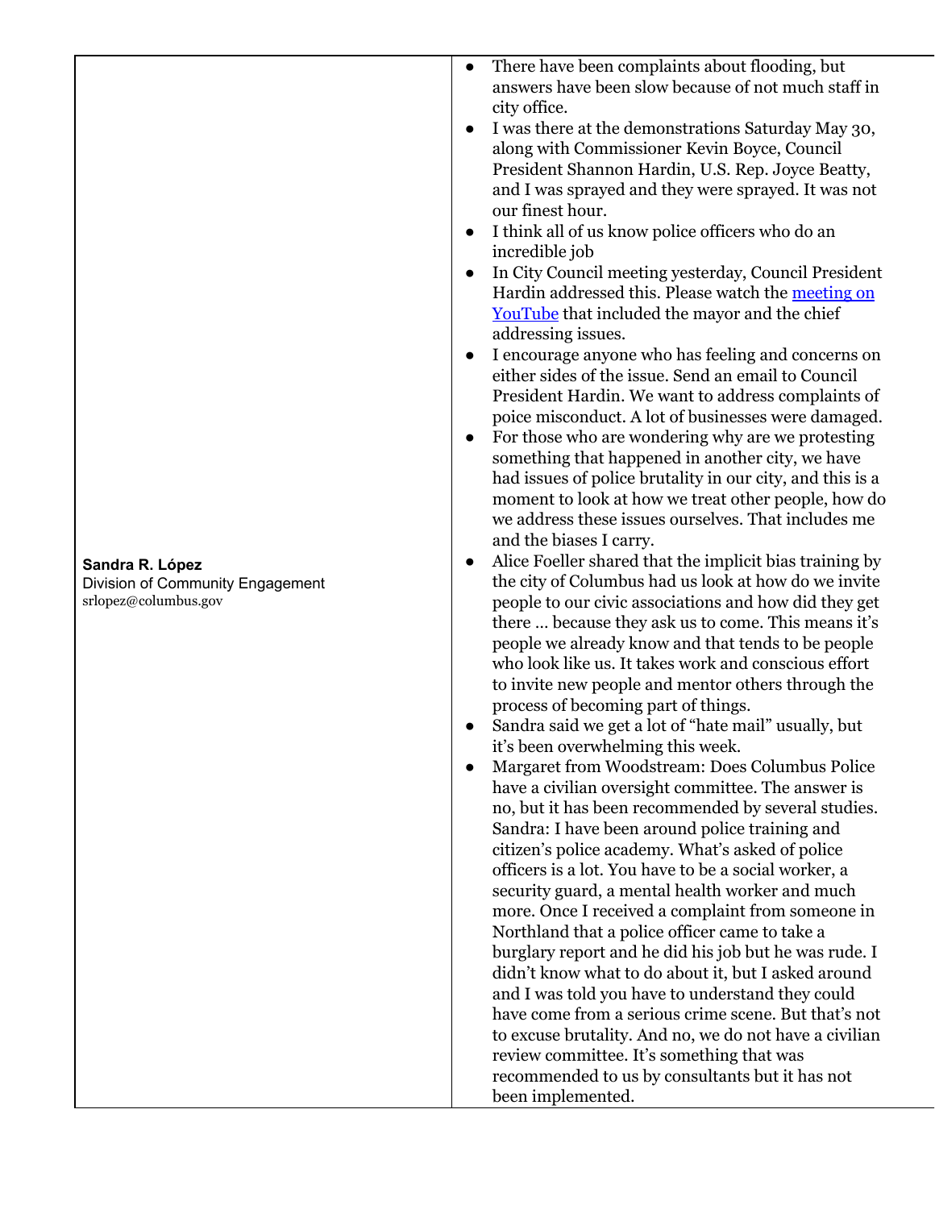| | |
|---|---|
| **Sandra R. López**<br>Division of Community Engagement<br>srlopez@columbus.gov | • There have been complaints about flooding, but answers have been slow because of not much staff in city office.<br>• I was there at the demonstrations Saturday May 30, along with Commissioner Kevin Boyce, Council President Shannon Hardin, U.S. Rep. Joyce Beatty, and I was sprayed and they were sprayed. It was not our finest hour.<br>• I think all of us know police officers who do an incredible job<br>• In City Council meeting yesterday, Council President Hardin addressed this. Please watch the [meeting on YouTube]() that included the mayor and the chief addressing issues.<br>• I encourage anyone who has feeling and concerns on either sides of the issue. Send an email to Council President Hardin. We want to address complaints of poice misconduct. A lot of businesses were damaged.<br>• For those who are wondering why are we protesting something that happened in another city, we have had issues of police brutality in our city, and this is a moment to look at how we treat other people, how do we address these issues ourselves. That includes me and the biases I carry.<br>• Alice Foeller shared that the implicit bias training by the city of Columbus had us look at how do we invite people to our civic associations and how did they get there … because they ask us to come. This means it's people we already know and that tends to be people who look like us. It takes work and conscious effort to invite new people and mentor others through the process of becoming part of things.<br>• Sandra said we get a lot of "hate mail" usually, but it's been overwhelming this week.<br>• Margaret from Woodstream: Does Columbus Police have a civilian oversight committee. The answer is no, but it has been recommended by several studies. Sandra: I have been around police training and citizen's police academy. What's asked of police officers is a lot. You have to be a social worker, a security guard, a mental health worker and much more. Once I received a complaint from someone in Northland that a police officer came to take a burglary report and he did his job but he was rude. I didn't know what to do about it, but I asked around and I was told you have to understand they could have come from a serious crime scene. But that's not to excuse brutality. And no, we do not have a civilian review committee. It's something that was recommended to us by consultants but it has not been implemented. |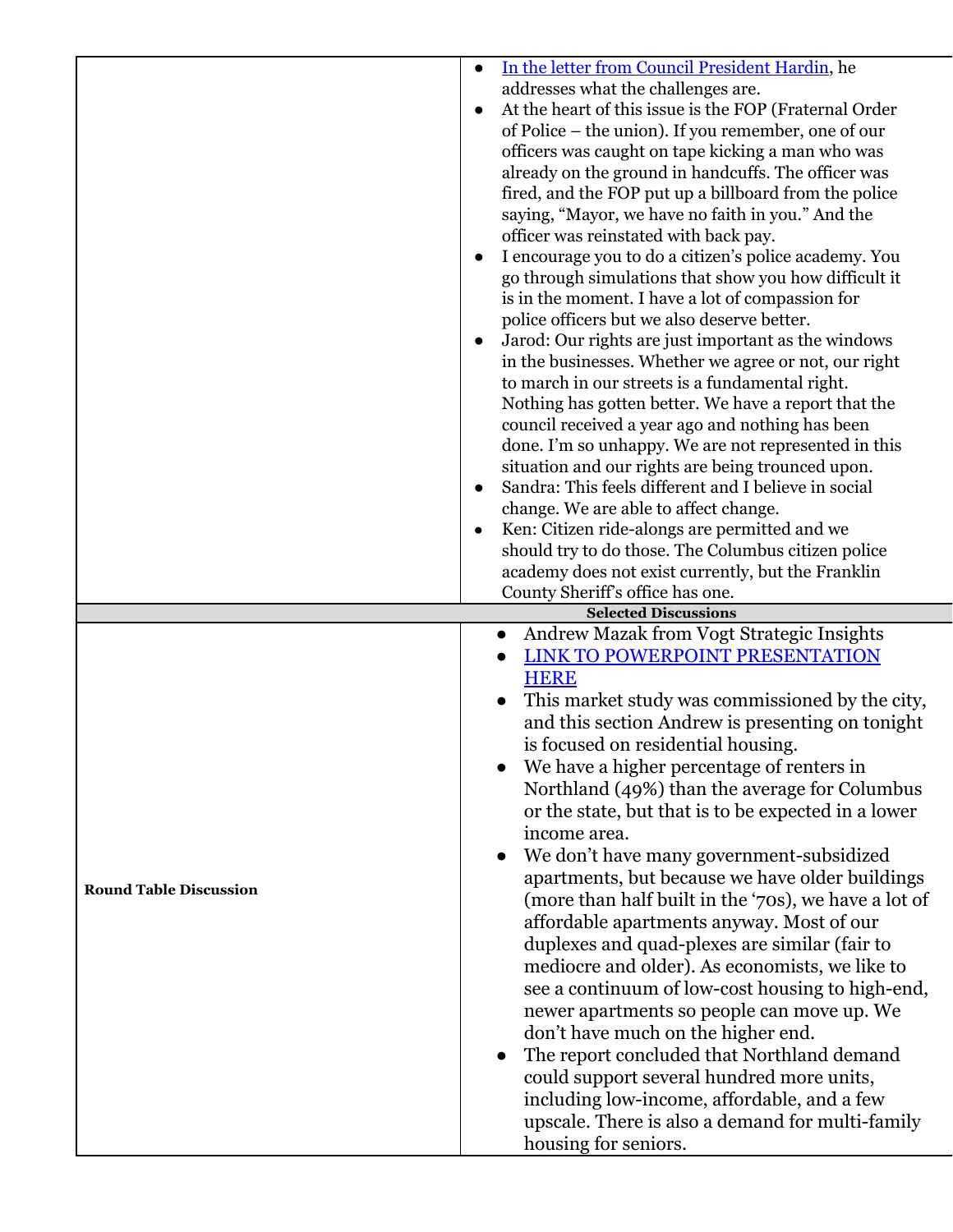| | |
|---|---|
| | • [In the letter from Council President Hardin](), he addresses what the challenges are.<br>• At the heart of this issue is the FOP (Fraternal Order of Police – the union). If you remember, one of our officers was caught on tape kicking a man who was already on the ground in handcuffs. The officer was fired, and the FOP put up a billboard from the police saying, "Mayor, we have no faith in you." And the officer was reinstated with back pay.<br>• I encourage you to do a citizen's police academy. You go through simulations that show you how difficult it is in the moment. I have a lot of compassion for police officers but we also deserve better.<br>• Jarod: Our rights are just important as the windows in the businesses. Whether we agree or not, our right to march in our streets is a fundamental right. Nothing has gotten better. We have a report that the council received a year ago and nothing has been done. I'm so unhappy. We are not represented in this situation and our rights are being trounced upon.<br>• Sandra: This feels different and I believe in social change. We are able to affect change.<br>• Ken: Citizen ride-alongs are permitted and we should try to do those. The Columbus citizen police academy does not exist currently, but the Franklin County Sheriff's office has one. |
| **Selected Discussions** | |
| **Round Table Discussion** | • Andrew Mazak from Vogt Strategic Insights<br>• [LINK TO POWERPOINT PRESENTATION HERE]()<br>• This market study was commissioned by the city, and this section Andrew is presenting on tonight is focused on residential housing.<br>• We have a higher percentage of renters in Northland (49%) than the average for Columbus or the state, but that is to be expected in a lower income area.<br>• We don't have many government-subsidized apartments, but because we have older buildings (more than half built in the '70s), we have a lot of affordable apartments anyway. Most of our duplexes and quad-plexes are similar (fair to mediocre and older). As economists, we like to see a continuum of low-cost housing to high-end, newer apartments so people can move up. We don't have much on the higher end.<br>• The report concluded that Northland demand could support several hundred more units, including low-income, affordable, and a few upscale. There is also a demand for multi-family housing for seniors. |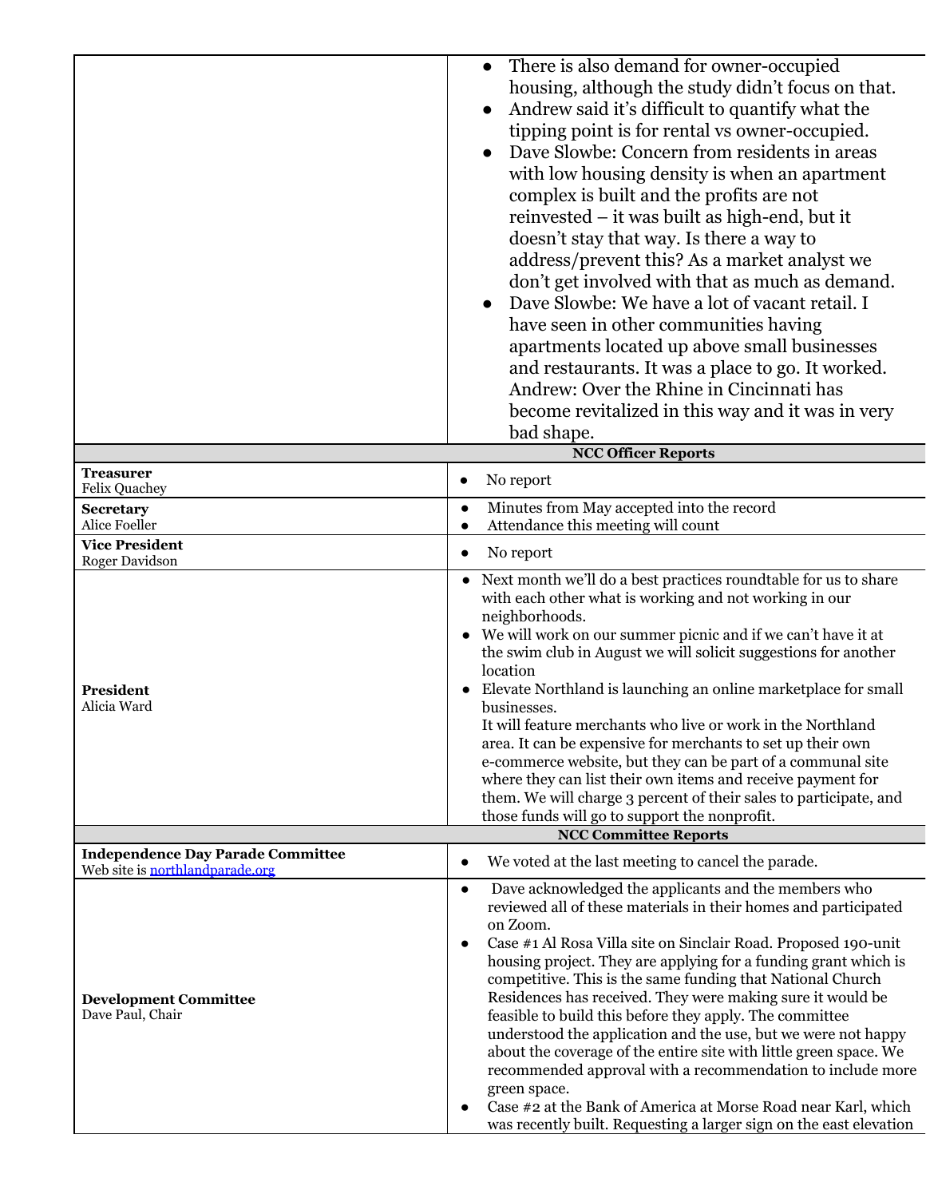| | |
|---|---|
| | • There is also demand for owner-occupied housing, although the study didn't focus on that.<br>• Andrew said it's difficult to quantify what the tipping point is for rental vs owner-occupied.<br>• Dave Slowbe: Concern from residents in areas with low housing density is when an apartment complex is built and the profits are not reinvested – it was built as high-end, but it doesn't stay that way. Is there a way to address/prevent this? As a market analyst we don't get involved with that as much as demand.<br>• Dave Slowbe: We have a lot of vacant retail. I have seen in other communities having apartments located up above small businesses and restaurants. It was a place to go. It worked. Andrew: Over the Rhine in Cincinnati has become revitalized in this way and it was in very bad shape. |
| **NCC Officer Reports** | |
| **Treasurer**<br>Felix Quachey | • No report |
| **Secretary**<br>Alice Foeller | • Minutes from May accepted into the record<br>• Attendance this meeting will count |
| **Vice President**<br>Roger Davidson | • No report |
| **President**<br>Alicia Ward | • Next month we'll do a best practices roundtable for us to share with each other what is working and not working in our neighborhoods.<br>• We will work on our summer picnic and if we can't have it at the swim club in August we will solicit suggestions for another location<br>• Elevate Northland is launching an online marketplace for small businesses.<br>It will feature merchants who live or work in the Northland area. It can be expensive for merchants to set up their own e-commerce website, but they can be part of a communal site where they can list their own items and receive payment for them. We will charge 3 percent of their sales to participate, and those funds will go to support the nonprofit. |
| **NCC Committee Reports** | |
| **Independence Day Parade Committee**<br>Web site is [northlandparade.org](northlandparade.org) | • We voted at the last meeting to cancel the parade. |
| **Development Committee**<br>Dave Paul, Chair | • Dave acknowledged the applicants and the members who reviewed all of these materials in their homes and participated on Zoom.<br>• Case #1 Al Rosa Villa site on Sinclair Road. Proposed 190-unit housing project. They are applying for a funding grant which is competitive. This is the same funding that National Church Residences has received. They were making sure it would be feasible to build this before they apply. The committee understood the application and the use, but we were not happy about the coverage of the entire site with little green space. We recommended approval with a recommendation to include more green space.<br>• Case #2 at the Bank of America at Morse Road near Karl, which was recently built. Requesting a larger sign on the east elevation |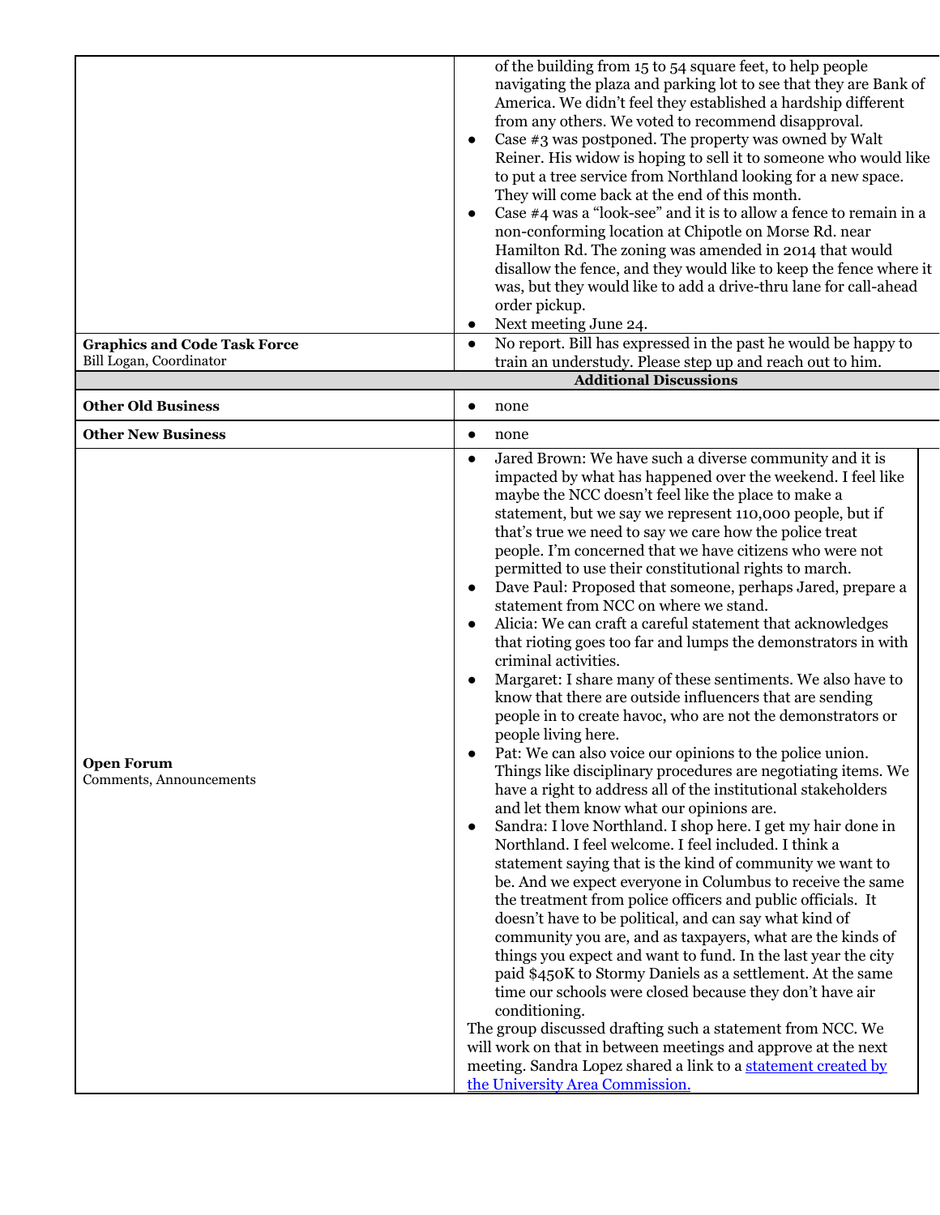| | |
|---|---|
| | of the building from 15 to 54 square feet, to help people navigating the plaza and parking lot to see that they are Bank of America. We didn't feel they established a hardship different from any others. We voted to recommend disapproval.<br>● Case #3 was postponed. The property was owned by Walt Reiner. His widow is hoping to sell it to someone who would like to put a tree service from Northland looking for a new space. They will come back at the end of this month.<br>● Case #4 was a "look-see" and it is to allow a fence to remain in a non-conforming location at Chipotle on Morse Rd. near Hamilton Rd. The zoning was amended in 2014 that would disallow the fence, and they would like to keep the fence where it was, but they would like to add a drive-thru lane for call-ahead order pickup.<br>● Next meeting June 24. |
| **Graphics and Code Task Force**<br>Bill Logan, Coordinator | ● No report. Bill has expressed in the past he would be happy to train an understudy. Please step up and reach out to him. |
| **Additional Discussions** | |
| **Other Old Business** | ● none |
| **Other New Business** | ● none |
| **Open Forum**<br>Comments, Announcements | ● Jared Brown: We have such a diverse community and it is impacted by what has happened over the weekend. I feel like maybe the NCC doesn't feel like the place to make a statement, but we say we represent 110,000 people, but if that's true we need to say we care how the police treat people. I'm concerned that we have citizens who were not permitted to use their constitutional rights to march.<br>● Dave Paul: Proposed that someone, perhaps Jared, prepare a statement from NCC on where we stand.<br>● Alicia: We can craft a careful statement that acknowledges that rioting goes too far and lumps the demonstrators in with criminal activities.<br>● Margaret: I share many of these sentiments. We also have to know that there are outside influencers that are sending people in to create havoc, who are not the demonstrators or people living here.<br>● Pat: We can also voice our opinions to the police union. Things like disciplinary procedures are negotiating items. We have a right to address all of the institutional stakeholders and let them know what our opinions are.<br>● Sandra: I love Northland. I shop here. I get my hair done in Northland. I feel welcome. I feel included. I think a statement saying that is the kind of community we want to be. And we expect everyone in Columbus to receive the same the treatment from police officers and public officials. It doesn't have to be political, and can say what kind of community you are, and as taxpayers, what are the kinds of things you expect and want to fund. In the last year the city paid $450K to Stormy Daniels as a settlement. At the same time our schools were closed because they don't have air conditioning.<br>The group discussed drafting such a statement from NCC. We will work on that in between meetings and approve at the next meeting. Sandra Lopez shared a link to a statement created by the University Area Commission. |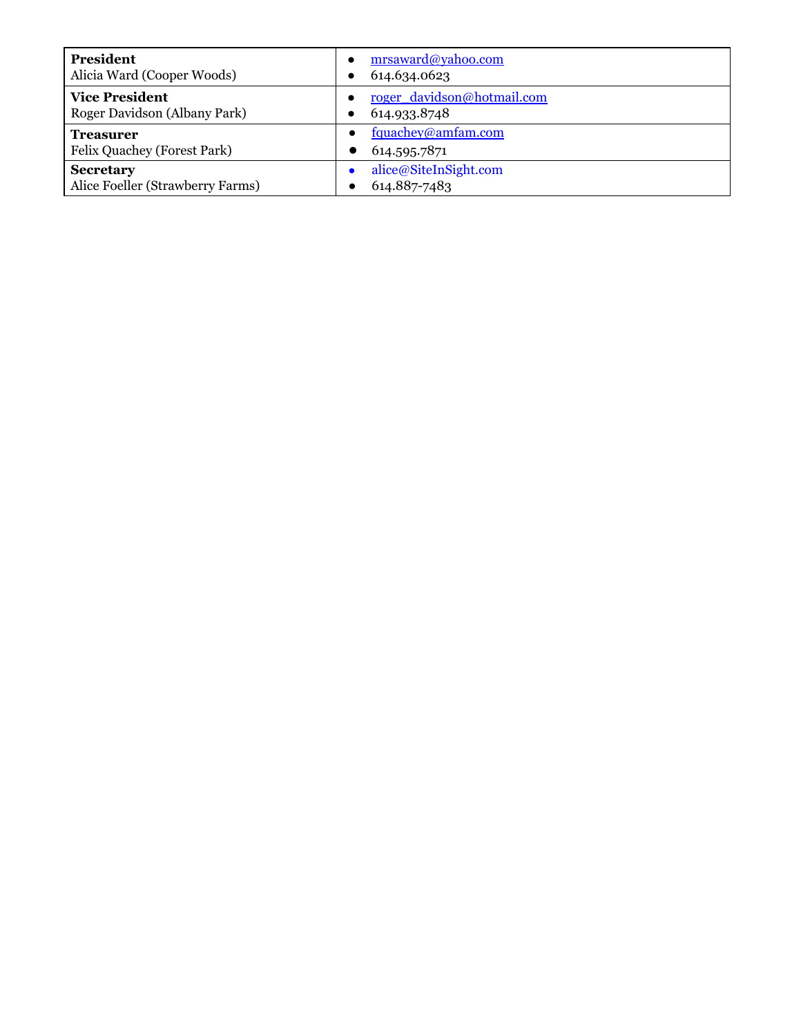| | |
|---|---|
| **President**<br>Alicia Ward (Cooper Woods) | • mrsaward@yahoo.com<br>• 614.634.0623 |
| **Vice President**<br>Roger Davidson (Albany Park) | • roger_davidson@hotmail.com<br>• 614.933.8748 |
| **Treasurer**<br>Felix Quachey (Forest Park) | • fquachey@amfam.com<br>• 614.595.7871 |
| **Secretary**<br>Alice Foeller (Strawberry Farms) | • alice@SiteInSight.com<br>• 614.887-7483 |